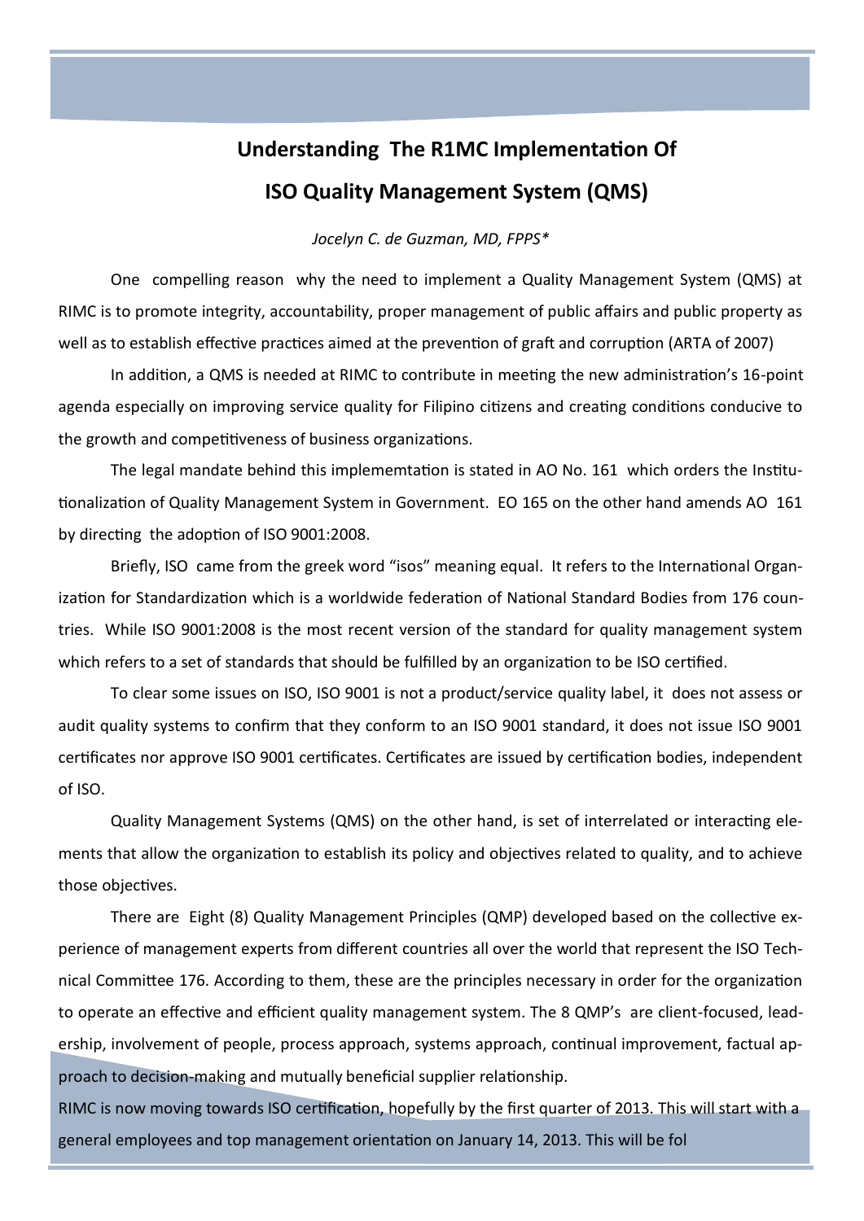# Understanding The R1MC Implementation Of ISO Quality Management System (QMS)

*Jocelyn C. de Guzman, MD, FPPS**

One compelling reason why the need to implement a Quality Management System (QMS) at RIMC is to promote integrity, accountability, proper management of public affairs and public property as well as to establish effective practices aimed at the prevention of graft and corruption (ARTA of 2007)

In addition, a QMS is needed at RIMC to contribute in meeting the new administration's 16-point agenda especially on improving service quality for Filipino citizens and creating conditions conducive to the growth and competitiveness of business organizations.

The legal mandate behind this implememtation is stated in AO No. 161 which orders the Institutionalization of Quality Management System in Government. EO 165 on the other hand amends AO 161 by directing the adoption of ISO 9001:2008.

Briefly, ISO came from the greek word "isos" meaning equal. It refers to the International Organization for Standardization which is a worldwide federation of National Standard Bodies from 176 countries. While ISO 9001:2008 is the most recent version of the standard for quality management system which refers to a set of standards that should be fulfilled by an organization to be ISO certified.

To clear some issues on ISO, ISO 9001 is not a product/service quality label, it does not assess or audit quality systems to confirm that they conform to an ISO 9001 standard, it does not issue ISO 9001 certificates nor approve ISO 9001 certificates. Certificates are issued by certification bodies, independent of ISO.

Quality Management Systems (QMS) on the other hand, is set of interrelated or interacting elements that allow the organization to establish its policy and objectives related to quality, and to achieve those objectives.

There are Eight (8) Quality Management Principles (QMP) developed based on the collective experience of management experts from different countries all over the world that represent the ISO Technical Committee 176. According to them, these are the principles necessary in order for the organization to operate an effective and efficient quality management system. The 8 QMP's are client-focused, leadership, involvement of people, process approach, systems approach, continual improvement, factual approach to decision-making and mutually beneficial supplier relationship.

RIMC is now moving towards ISO certification, hopefully by the first quarter of 2013. This will start with a general employees and top management orientation on January 14, 2013. This will be fol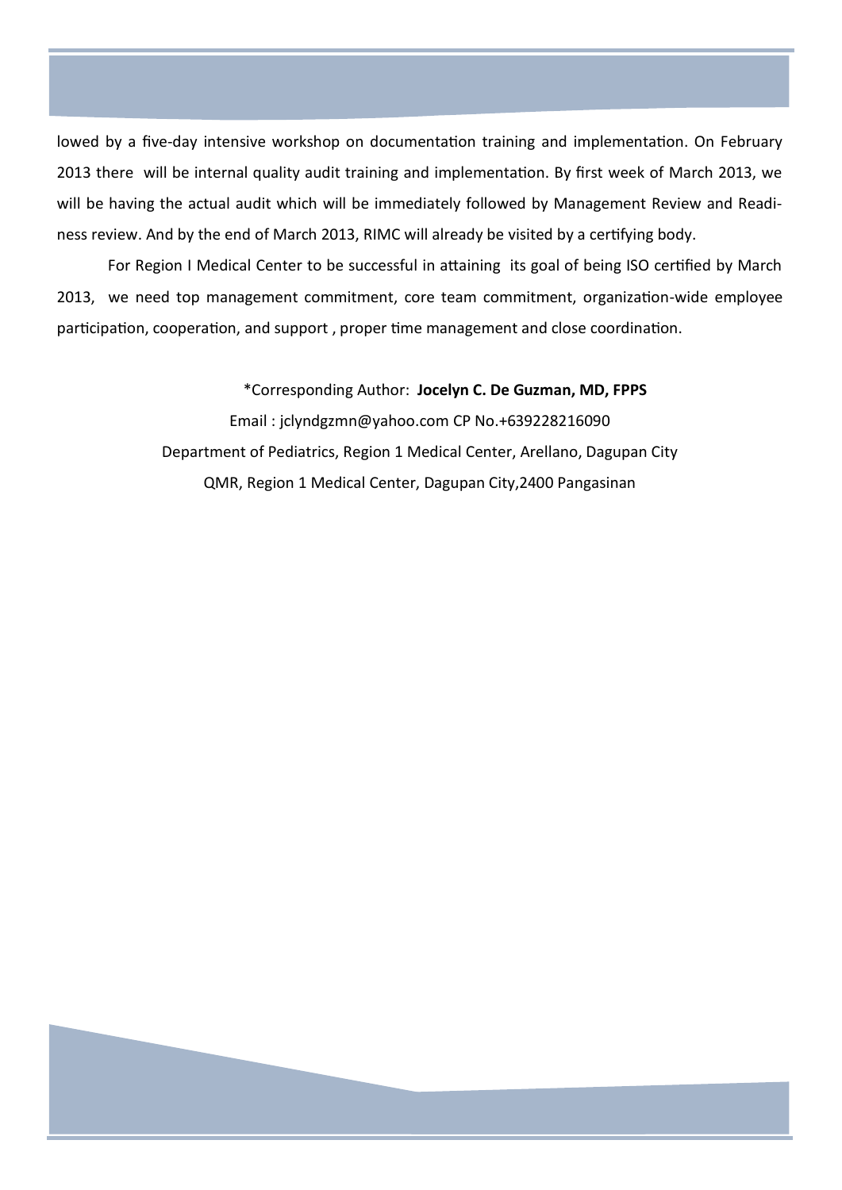lowed by a five-day intensive workshop on documentation training and implementation. On February 2013 there will be internal quality audit training and implementation. By first week of March 2013, we will be having the actual audit which will be immediately followed by Management Review and Readiness review. And by the end of March 2013, RIMC will already be visited by a certifying body.

For Region I Medical Center to be successful in attaining its goal of being ISO certified by March 2013, we need top management commitment, core team commitment, organization-wide employee participation, cooperation, and support , proper time management and close coordination.

*Corresponding Author: **Jocelyn C. De Guzman, MD, FPPS**

Email : jclyndgzmn@yahoo.com CP No.+639228216090

Department of Pediatrics, Region 1 Medical Center, Arellano, Dagupan City

QMR, Region 1 Medical Center, Dagupan City,2400 Pangasinan